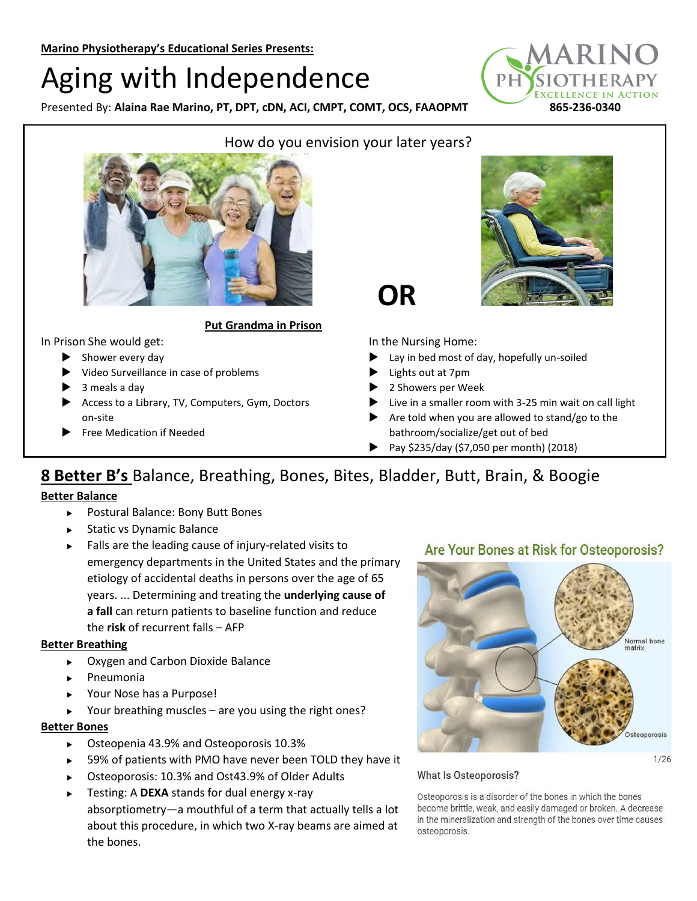**Marino Physiotherapy's Educational Series Presents:**

# Aging with Independence

Presented By: **Alaina Rae Marino, PT, DPT, cDN, ACI, CMPT, COMT, OCS, FAAOPMT**

MARINO PHYSIOTHERAPY
EXCELLENCE IN ACTION
**865-236-0340**

How do you envision your later years?

**OR**

**Put Grandma in Prison**

In Prison She would get:

- Shower every day
- Video Surveillance in case of problems
- 3 meals a day
- Access to a Library, TV, Computers, Gym, Doctors on-site
- Free Medication if Needed

In the Nursing Home:

- Lay in bed most of day, hopefully un-soiled
- Lights out at 7pm
- 2 Showers per Week
- Live in a smaller room with 3-25 min wait on call light
- Are told when you are allowed to stand/go to the bathroom/socialize/get out of bed
- Pay $235/day ($7,050 per month) (2018)

## 8 Better B's Balance, Breathing, Bones, Bites, Bladder, Butt, Brain, & Boogie

### Better Balance

- Postural Balance: Bony Butt Bones
- Static vs Dynamic Balance
- Falls are the leading cause of injury-related visits to emergency departments in the United States and the primary etiology of accidental deaths in persons over the age of 65 years. ... Determining and treating the **underlying cause of a fall** can return patients to baseline function and reduce the **risk** of recurrent falls – AFP

### Better Breathing

- Oxygen and Carbon Dioxide Balance
- Pneumonia
- Your Nose has a Purpose!
- Your breathing muscles – are you using the right ones?

### Better Bones

- Osteopenia 43.9% and Osteoporosis 10.3%
- 59% of patients with PMO have never been TOLD they have it
- Osteoporosis: 10.3% and Ost43.9% of Older Adults
- Testing: A **DEXA** stands for dual energy x-ray absorptiometry—a mouthful of a term that actually tells a lot about this procedure, in which two X-ray beams are aimed at the bones.

**Are Your Bones at Risk for Osteoporosis?**

Normal bone matrix

Osteoporosis

1/26

What Is Osteoporosis?

Osteoporosis is a disorder of the bones in which the bones become brittle, weak, and easily damaged or broken. A decrease in the mineralization and strength of the bones over time causes osteoporosis.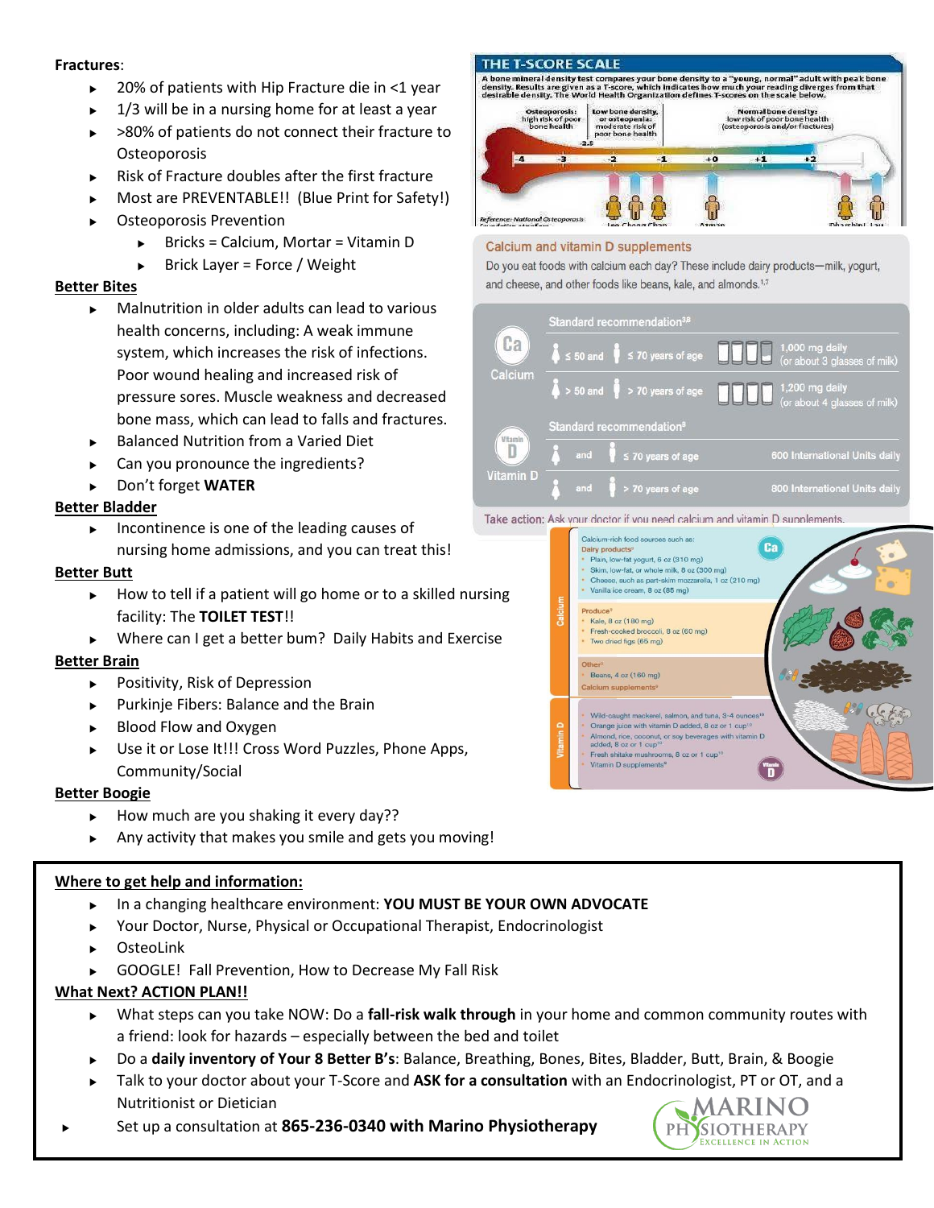**Fractures**:

- 20% of patients with Hip Fracture die in <1 year
- 1/3 will be in a nursing home for at least a year
- >80% of patients do not connect their fracture to Osteoporosis
- Risk of Fracture doubles after the first fracture
- Most are PREVENTABLE!! (Blue Print for Safety!)
- Osteoporosis Prevention
  - Bricks = Calcium, Mortar = Vitamin D
  - Brick Layer = Force / Weight

**Better Bites**

- Malnutrition in older adults can lead to various health concerns, including: A weak immune system, which increases the risk of infections. Poor wound healing and increased risk of pressure sores. Muscle weakness and decreased bone mass, which can lead to falls and fractures.
- Balanced Nutrition from a Varied Diet
- Can you pronounce the ingredients?
- Don't forget **WATER**

**Better Bladder**

- Incontinence is one of the leading causes of nursing home admissions, and you can treat this!

**Better Butt**

- How to tell if a patient will go home or to a skilled nursing facility: The **TOILET TEST**!!
- Where can I get a better bum? Daily Habits and Exercise

**Better Brain**

- Positivity, Risk of Depression
- Purkinje Fibers: Balance and the Brain
- Blood Flow and Oxygen
- Use it or Lose It!!! Cross Word Puzzles, Phone Apps, Community/Social

**Better Boogie**

- How much are you shaking it every day??
- Any activity that makes you smile and gets you moving!

**THE T-SCORE SCALE**

A bone mineral density test compares your bone density to a "young, normal" adult with peak bone density. Results are given as a T-score, which indicates how much your reading diverges from that desirable density. The World Health Organization defines T-scores on the scale below.

Osteoporosis: high risk of poor bone health

Low bone density, or osteopenia: moderate risk of poor bone health

Normal bone density: low risk of poor bone health (osteoporosis and/or fractures)

-2.5

-4 -3 -2 -1 +0 +1 +2

Reference: National Osteoporosis Foundation

**Calcium and vitamin D supplements**

Do you eat foods with calcium each day? These include dairy products—milk, yogurt, and cheese, and other foods like beans, kale, and almonds.[1,7]

| | | | |
|---|---|---|---|
| Calcium | Standard recommendation[3,8] | | |
| | ≤ 50 and | ≤ 70 years of age | 1,000 mg daily (or about 3 glasses of milk) |
| | > 50 and | > 70 years of age | 1,200 mg daily (or about 4 glasses of milk) |
| Vitamin D | Standard recommendation[8] | | |
| | and | ≤ 70 years of age | 600 International Units daily |
| | and | > 70 years of age | 800 International Units daily |

Take action: Ask your doctor if you need calcium and vitamin D supplements.

**Calcium**

Calcium-rich food sources such as:

Dairy products[9]
- Plain, low-fat yogurt, 8 oz (310 mg)
- Skim, low-fat, or whole milk, 8 oz (300 mg)
- Cheese, such as part-skim mozzarella, 1 oz (210 mg)
- Vanilla ice cream, 8 oz (85 mg)

Produce[9]
- Kale, 8 oz (180 mg)
- Fresh-cooked broccoli, 8 oz (60 mg)
- Two dried figs (65 mg)

Other[9]
- Beans, 4 oz (160 mg)

Calcium supplements[8]

**Vitamin D**

- Wild-caught mackerel, salmon, and tuna, 3-4 ounces[10]
- Orange juice with vitamin D added, 8 oz or 1 cup[10]
- Almond, rice, coconut, or soy beverages with vitamin D added, 8 oz or 1 cup[10]
- Fresh shiitake mushrooms, 8 oz or 1 cup[10]
- Vitamin D supplements[8]

**Where to get help and information:**

- In a changing healthcare environment: **YOU MUST BE YOUR OWN ADVOCATE**
- Your Doctor, Nurse, Physical or Occupational Therapist, Endocrinologist
- OsteoLink
- GOOGLE! Fall Prevention, How to Decrease My Fall Risk

**What Next? ACTION PLAN!!**

- What steps can you take NOW: Do a **fall-risk walk through** in your home and common community routes with a friend: look for hazards – especially between the bed and toilet
- Do a **daily inventory of Your 8 Better B's**: Balance, Breathing, Bones, Bites, Bladder, Butt, Brain, & Boogie
- Talk to your doctor about your T-Score and **ASK for a consultation** with an Endocrinologist, PT or OT, and a Nutritionist or Dietician
- Set up a consultation at **865-236-0340 with Marino Physiotherapy**

MARINO PHYSIOTHERAPY
EXCELLENCE IN ACTION